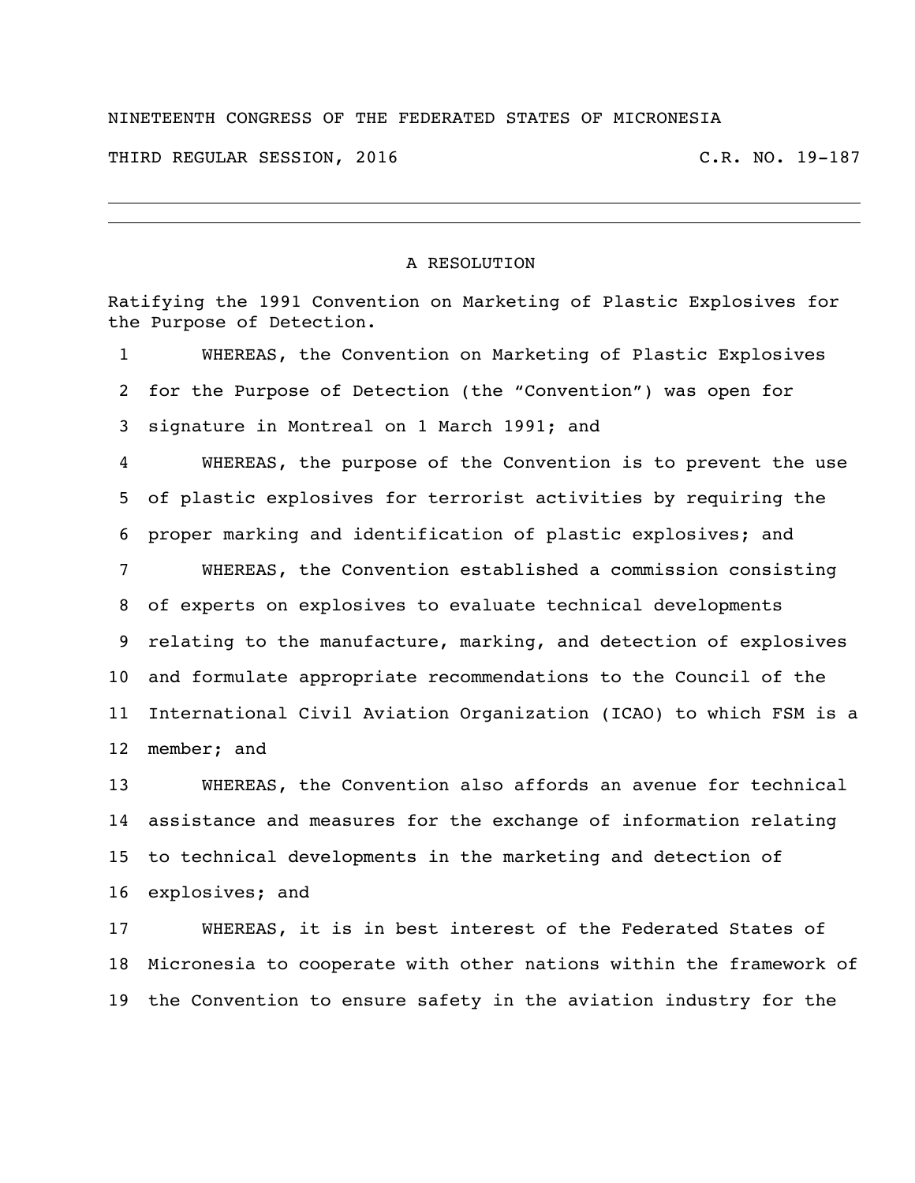NINETEENTH CONGRESS OF THE FEDERATED STATES OF MICRONESIA

THIRD REGULAR SESSION, 2016 C.R. NO. 19-187

---

# A RESOLUTION

Ratifying the 1991 Convention on Marketing of Plastic Explosives for the Purpose of Detection.

1 WHEREAS, the Convention on Marketing of Plastic Explosives
2 for the Purpose of Detection (the "Convention") was open for
3 signature in Montreal on 1 March 1991; and
4 WHEREAS, the purpose of the Convention is to prevent the use
5 of plastic explosives for terrorist activities by requiring the
6 proper marking and identification of plastic explosives; and
7 WHEREAS, the Convention established a commission consisting
8 of experts on explosives to evaluate technical developments
9 relating to the manufacture, marking, and detection of explosives
10 and formulate appropriate recommendations to the Council of the
11 International Civil Aviation Organization (ICAO) to which FSM is a
12 member; and
13 WHEREAS, the Convention also affords an avenue for technical
14 assistance and measures for the exchange of information relating
15 to technical developments in the marketing and detection of
16 explosives; and
17 WHEREAS, it is in best interest of the Federated States of
18 Micronesia to cooperate with other nations within the framework of
19 the Convention to ensure safety in the aviation industry for the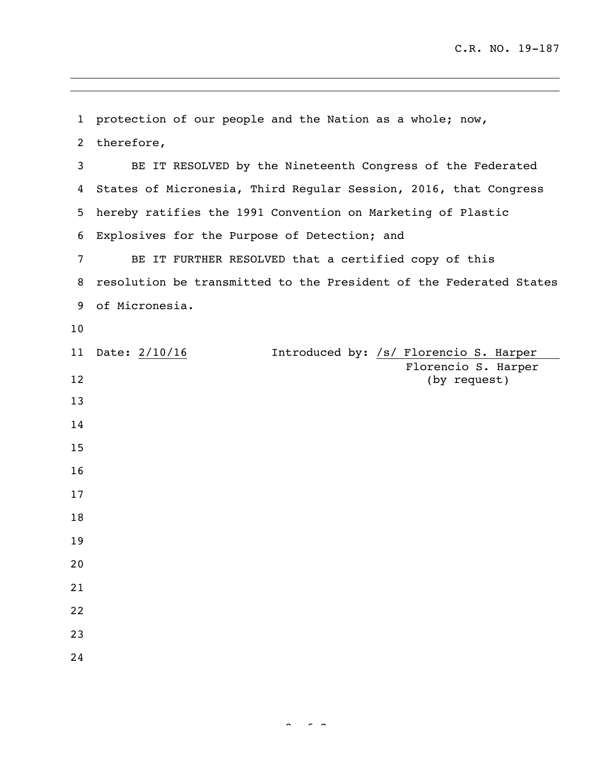protection of our people and the Nation as a whole; now, therefore,

BE IT RESOLVED by the Nineteenth Congress of the Federated States of Micronesia, Third Regular Session, 2016, that Congress hereby ratifies the 1991 Convention on Marketing of Plastic Explosives for the Purpose of Detection; and

BE IT FURTHER RESOLVED that a certified copy of this resolution be transmitted to the President of the Federated States of Micronesia.

Date: 2/10/16

Introduced by: /s/ Florencio S. Harper
Florencio S. Harper
(by request)